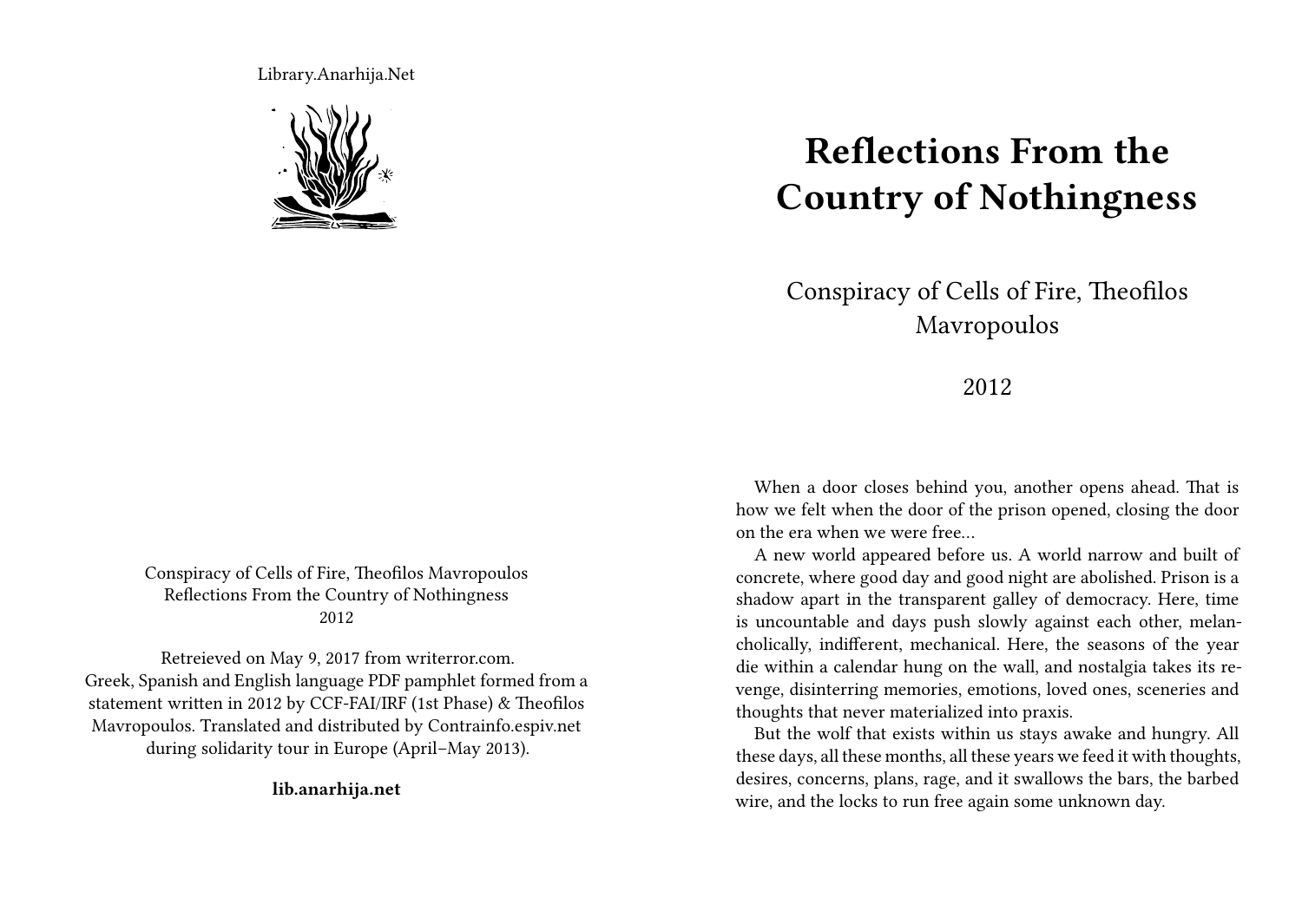Library.Anarhija.Net

Conspiracy of Cells of Fire, Theofilos Mavropoulos
Reflections From the Country of Nothingness
2012

Retreieved on May 9, 2017 from writerror.com.
Greek, Spanish and English language PDF pamphlet formed from a statement written in 2012 by CCF-FAI/IRF (1st Phase) & Theofilos Mavropoulos. Translated and distributed by Contrainfo.espiv.net during solidarity tour in Europe (April–May 2013).

**lib.anarhija.net**

# Reflections From the Country of Nothingness

Conspiracy of Cells of Fire, Theofilos Mavropoulos

2012

When a door closes behind you, another opens ahead. That is how we felt when the door of the prison opened, closing the door on the era when we were free…

A new world appeared before us. A world narrow and built of concrete, where good day and good night are abolished. Prison is a shadow apart in the transparent galley of democracy. Here, time is uncountable and days push slowly against each other, melancholically, indifferent, mechanical. Here, the seasons of the year die within a calendar hung on the wall, and nostalgia takes its revenge, disinterring memories, emotions, loved ones, sceneries and thoughts that never materialized into praxis.

But the wolf that exists within us stays awake and hungry. All these days, all these months, all these years we feed it with thoughts, desires, concerns, plans, rage, and it swallows the bars, the barbed wire, and the locks to run free again some unknown day.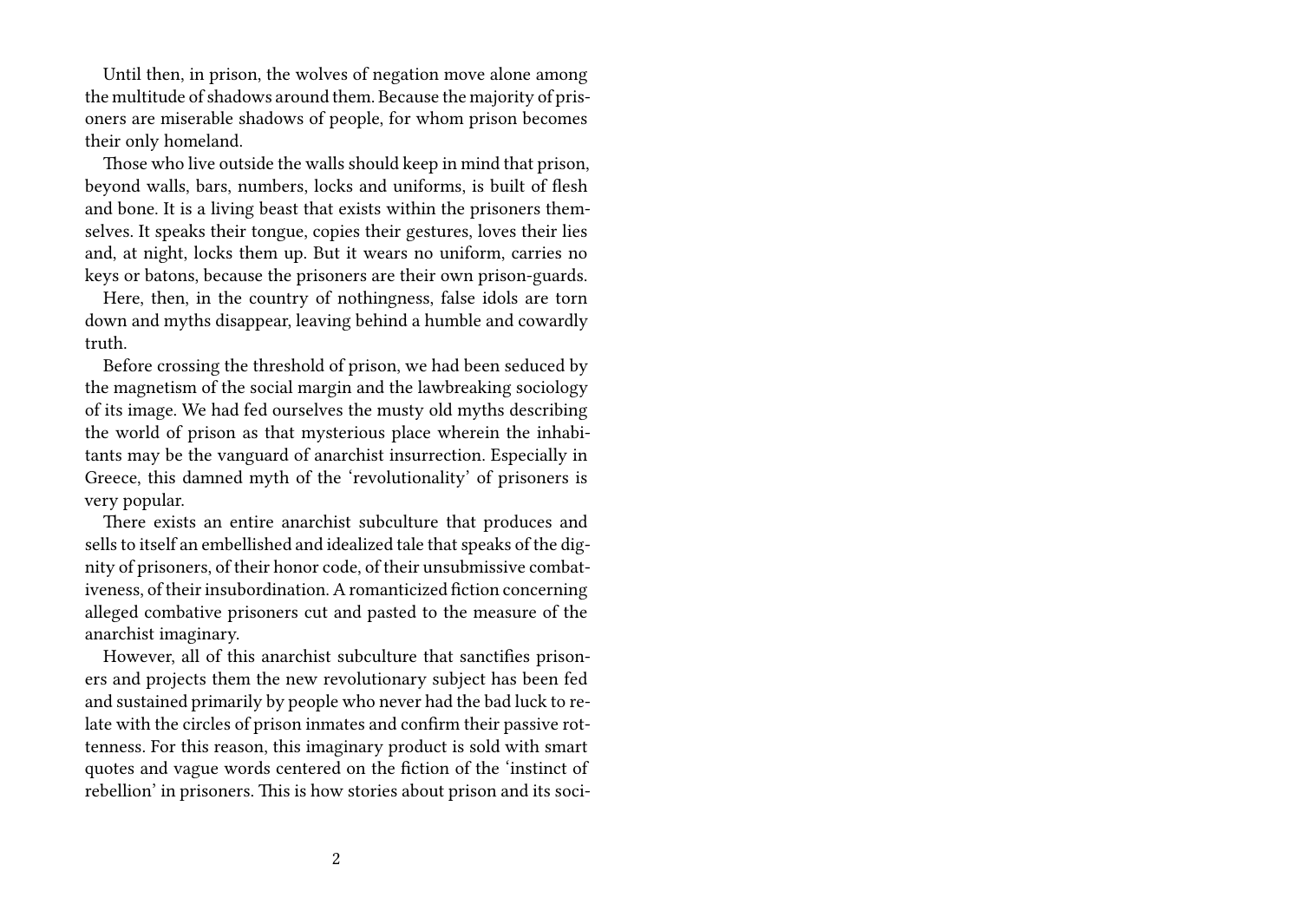Until then, in prison, the wolves of negation move alone among the multitude of shadows around them. Because the majority of prisoners are miserable shadows of people, for whom prison becomes their only homeland.

Those who live outside the walls should keep in mind that prison, beyond walls, bars, numbers, locks and uniforms, is built of flesh and bone. It is a living beast that exists within the prisoners themselves. It speaks their tongue, copies their gestures, loves their lies and, at night, locks them up. But it wears no uniform, carries no keys or batons, because the prisoners are their own prison-guards.

Here, then, in the country of nothingness, false idols are torn down and myths disappear, leaving behind a humble and cowardly truth.

Before crossing the threshold of prison, we had been seduced by the magnetism of the social margin and the lawbreaking sociology of its image. We had fed ourselves the musty old myths describing the world of prison as that mysterious place wherein the inhabitants may be the vanguard of anarchist insurrection. Especially in Greece, this damned myth of the 'revolutionality' of prisoners is very popular.

There exists an entire anarchist subculture that produces and sells to itself an embellished and idealized tale that speaks of the dignity of prisoners, of their honor code, of their unsubmissive combativeness, of their insubordination. A romanticized fiction concerning alleged combative prisoners cut and pasted to the measure of the anarchist imaginary.

However, all of this anarchist subculture that sanctifies prisoners and projects them the new revolutionary subject has been fed and sustained primarily by people who never had the bad luck to relate with the circles of prison inmates and confirm their passive rottenness. For this reason, this imaginary product is sold with smart quotes and vague words centered on the fiction of the 'instinct of rebellion' in prisoners. This is how stories about prison and its soci-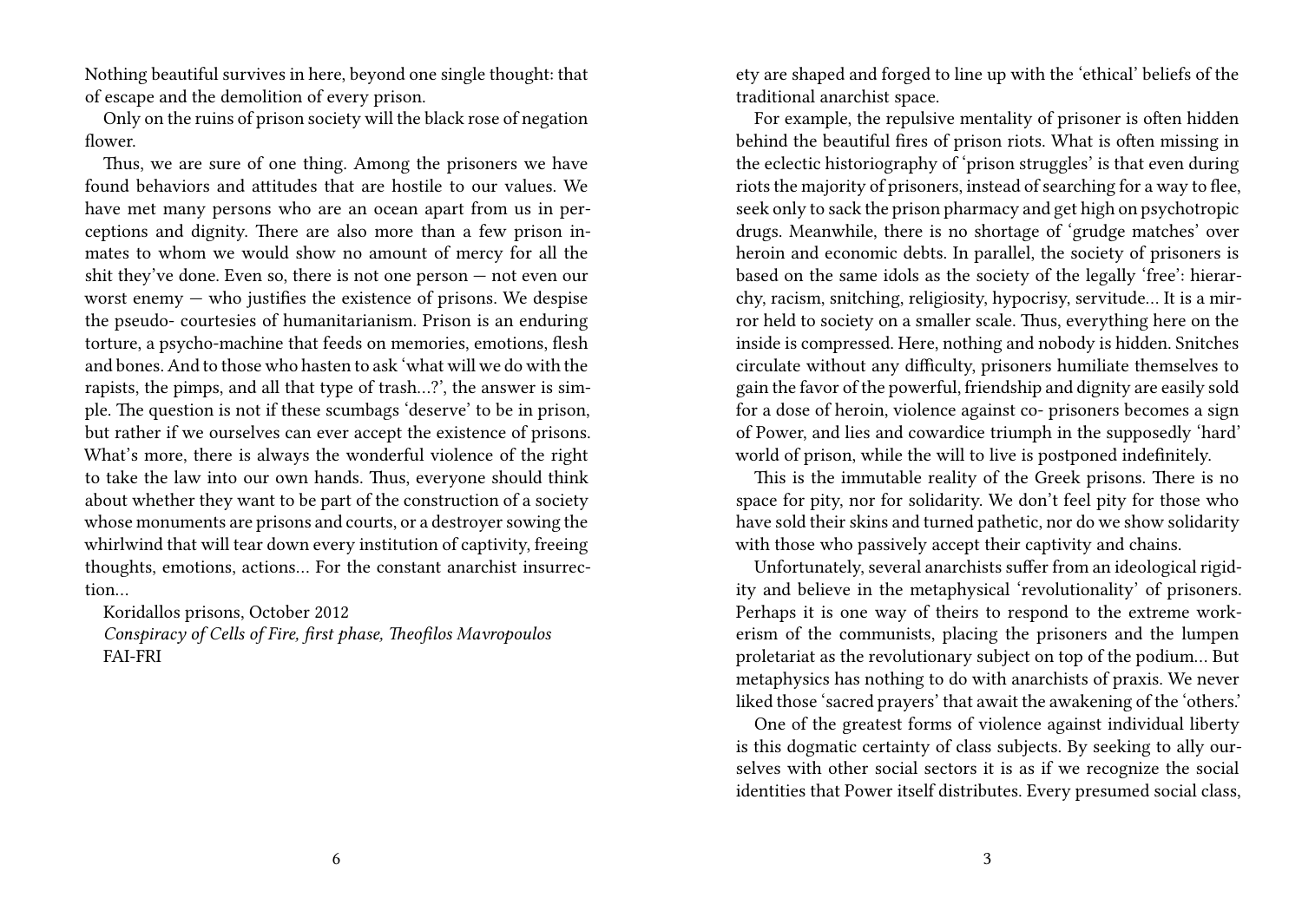Nothing beautiful survives in here, beyond one single thought: that of escape and the demolition of every prison.

Only on the ruins of prison society will the black rose of negation flower.

Thus, we are sure of one thing. Among the prisoners we have found behaviors and attitudes that are hostile to our values. We have met many persons who are an ocean apart from us in perceptions and dignity. There are also more than a few prison inmates to whom we would show no amount of mercy for all the shit they've done. Even so, there is not one person — not even our worst enemy — who justifies the existence of prisons. We despise the pseudo- courtesies of humanitarianism. Prison is an enduring torture, a psycho-machine that feeds on memories, emotions, flesh and bones. And to those who hasten to ask 'what will we do with the rapists, the pimps, and all that type of trash…?', the answer is simple. The question is not if these scumbags 'deserve' to be in prison, but rather if we ourselves can ever accept the existence of prisons. What's more, there is always the wonderful violence of the right to take the law into our own hands. Thus, everyone should think about whether they want to be part of the construction of a society whose monuments are prisons and courts, or a destroyer sowing the whirlwind that will tear down every institution of captivity, freeing thoughts, emotions, actions… For the constant anarchist insurrection…

Koridallos prisons, October 2012

*Conspiracy of Cells of Fire, first phase, Theofilos Mavropoulos*

FAI-FRI

ety are shaped and forged to line up with the 'ethical' beliefs of the traditional anarchist space.

For example, the repulsive mentality of prisoner is often hidden behind the beautiful fires of prison riots. What is often missing in the eclectic historiography of 'prison struggles' is that even during riots the majority of prisoners, instead of searching for a way to flee, seek only to sack the prison pharmacy and get high on psychotropic drugs. Meanwhile, there is no shortage of 'grudge matches' over heroin and economic debts. In parallel, the society of prisoners is based on the same idols as the society of the legally 'free': hierarchy, racism, snitching, religiosity, hypocrisy, servitude… It is a mirror held to society on a smaller scale. Thus, everything here on the inside is compressed. Here, nothing and nobody is hidden. Snitches circulate without any difficulty, prisoners humiliate themselves to gain the favor of the powerful, friendship and dignity are easily sold for a dose of heroin, violence against co- prisoners becomes a sign of Power, and lies and cowardice triumph in the supposedly 'hard' world of prison, while the will to live is postponed indefinitely.

This is the immutable reality of the Greek prisons. There is no space for pity, nor for solidarity. We don't feel pity for those who have sold their skins and turned pathetic, nor do we show solidarity with those who passively accept their captivity and chains.

Unfortunately, several anarchists suffer from an ideological rigidity and believe in the metaphysical 'revolutionality' of prisoners. Perhaps it is one way of theirs to respond to the extreme workerism of the communists, placing the prisoners and the lumpen proletariat as the revolutionary subject on top of the podium… But metaphysics has nothing to do with anarchists of praxis. We never liked those 'sacred prayers' that await the awakening of the 'others.'

One of the greatest forms of violence against individual liberty is this dogmatic certainty of class subjects. By seeking to ally ourselves with other social sectors it is as if we recognize the social identities that Power itself distributes. Every presumed social class,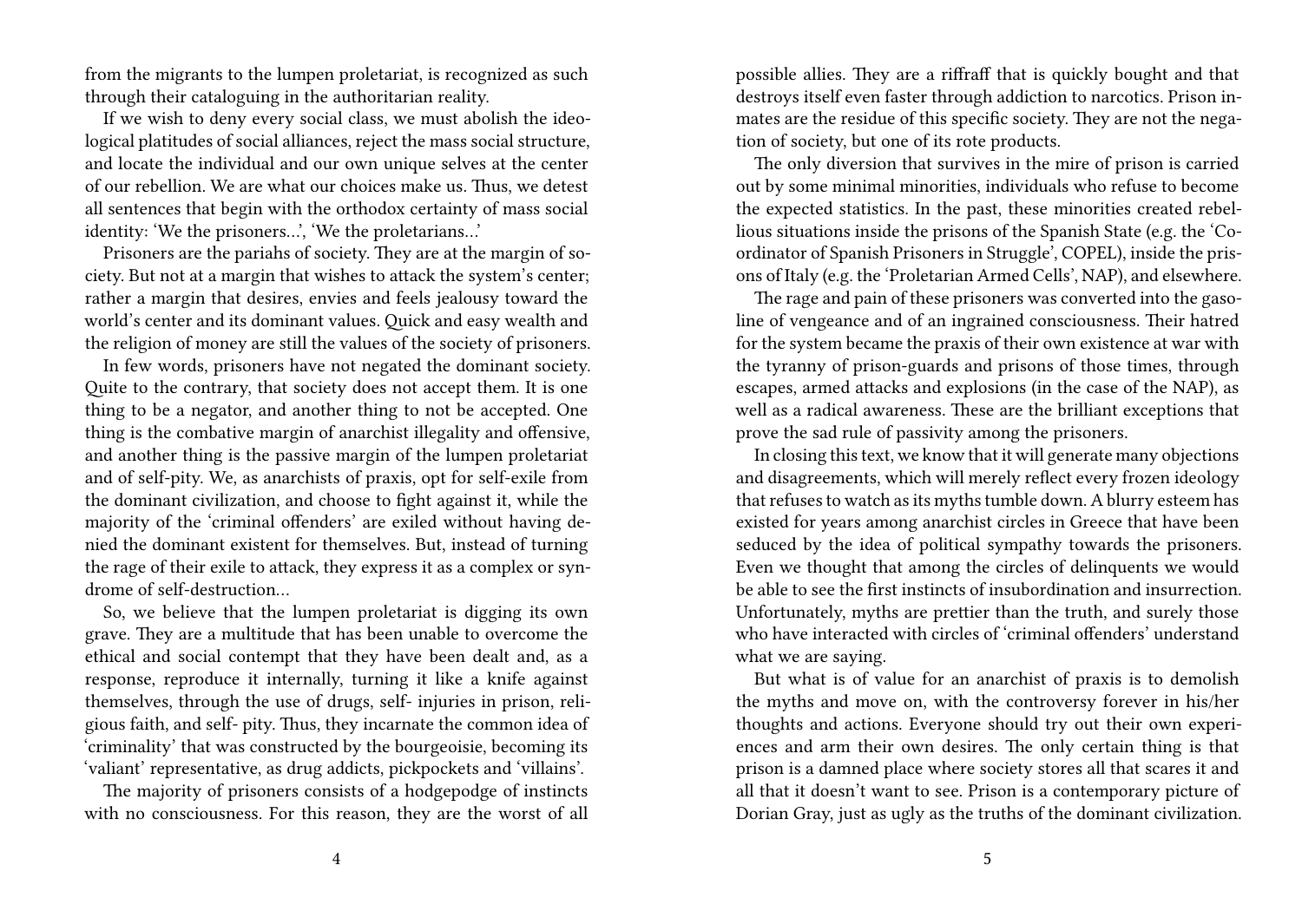from the migrants to the lumpen proletariat, is recognized as such through their cataloguing in the authoritarian reality.

If we wish to deny every social class, we must abolish the ideological platitudes of social alliances, reject the mass social structure, and locate the individual and our own unique selves at the center of our rebellion. We are what our choices make us. Thus, we detest all sentences that begin with the orthodox certainty of mass social identity: 'We the prisoners…', 'We the proletarians…'

Prisoners are the pariahs of society. They are at the margin of society. But not at a margin that wishes to attack the system's center; rather a margin that desires, envies and feels jealousy toward the world's center and its dominant values. Quick and easy wealth and the religion of money are still the values of the society of prisoners.

In few words, prisoners have not negated the dominant society. Quite to the contrary, that society does not accept them. It is one thing to be a negator, and another thing to not be accepted. One thing is the combative margin of anarchist illegality and offensive, and another thing is the passive margin of the lumpen proletariat and of self-pity. We, as anarchists of praxis, opt for self-exile from the dominant civilization, and choose to fight against it, while the majority of the 'criminal offenders' are exiled without having denied the dominant existent for themselves. But, instead of turning the rage of their exile to attack, they express it as a complex or syndrome of self-destruction…

So, we believe that the lumpen proletariat is digging its own grave. They are a multitude that has been unable to overcome the ethical and social contempt that they have been dealt and, as a response, reproduce it internally, turning it like a knife against themselves, through the use of drugs, self- injuries in prison, religious faith, and self- pity. Thus, they incarnate the common idea of 'criminality' that was constructed by the bourgeoisie, becoming its 'valiant' representative, as drug addicts, pickpockets and 'villains'.

The majority of prisoners consists of a hodgepodge of instincts with no consciousness. For this reason, they are the worst of all possible allies. They are a riffraff that is quickly bought and that destroys itself even faster through addiction to narcotics. Prison inmates are the residue of this specific society. They are not the negation of society, but one of its rote products.

The only diversion that survives in the mire of prison is carried out by some minimal minorities, individuals who refuse to become the expected statistics. In the past, these minorities created rebellious situations inside the prisons of the Spanish State (e.g. the 'Coordinator of Spanish Prisoners in Struggle', COPEL), inside the prisons of Italy (e.g. the 'Proletarian Armed Cells', NAP), and elsewhere.

The rage and pain of these prisoners was converted into the gasoline of vengeance and of an ingrained consciousness. Their hatred for the system became the praxis of their own existence at war with the tyranny of prison-guards and prisons of those times, through escapes, armed attacks and explosions (in the case of the NAP), as well as a radical awareness. These are the brilliant exceptions that prove the sad rule of passivity among the prisoners.

In closing this text, we know that it will generate many objections and disagreements, which will merely reflect every frozen ideology that refuses to watch as its myths tumble down. A blurry esteem has existed for years among anarchist circles in Greece that have been seduced by the idea of political sympathy towards the prisoners. Even we thought that among the circles of delinquents we would be able to see the first instincts of insubordination and insurrection. Unfortunately, myths are prettier than the truth, and surely those who have interacted with circles of 'criminal offenders' understand what we are saying.

But what is of value for an anarchist of praxis is to demolish the myths and move on, with the controversy forever in his/her thoughts and actions. Everyone should try out their own experiences and arm their own desires. The only certain thing is that prison is a damned place where society stores all that scares it and all that it doesn't want to see. Prison is a contemporary picture of Dorian Gray, just as ugly as the truths of the dominant civilization.